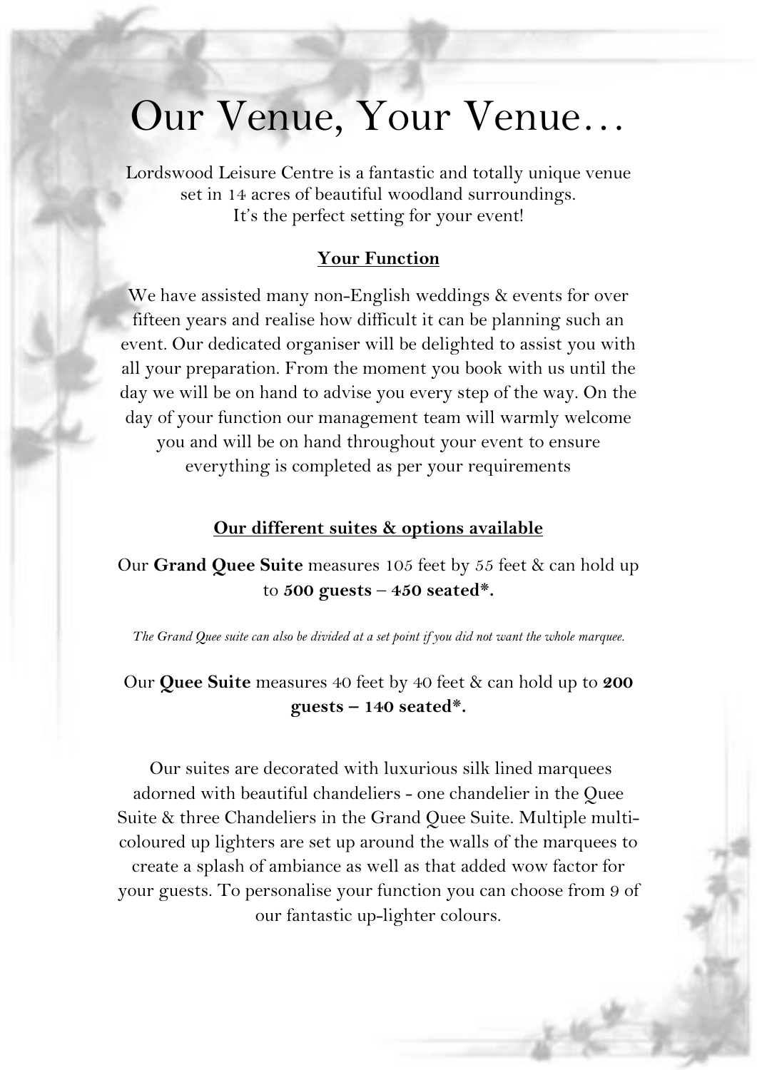# Our Venue, Your Venue…

Lordswood Leisure Centre is a fantastic and totally unique venue set in 14 acres of beautiful woodland surroundings.
It's the perfect setting for your event!

## Your Function

We have assisted many non-English weddings & events for over fifteen years and realise how difficult it can be planning such an event. Our dedicated organiser will be delighted to assist you with all your preparation. From the moment you book with us until the day we will be on hand to advise you every step of the way. On the day of your function our management team will warmly welcome you and will be on hand throughout your event to ensure everything is completed as per your requirements

## Our different suites & options available

Our **Grand Quee Suite** measures 105 feet by 55 feet & can hold up to **500 guests – 450 seated\*.**

*The Grand Quee suite can also be divided at a set point if you did not want the whole marquee.*

Our **Quee Suite** measures 40 feet by 40 feet & can hold up to **200 guests – 140 seated\*.**

Our suites are decorated with luxurious silk lined marquees adorned with beautiful chandeliers - one chandelier in the Quee Suite & three Chandeliers in the Grand Quee Suite. Multiple multi-coloured up lighters are set up around the walls of the marquees to create a splash of ambiance as well as that added wow factor for your guests. To personalise your function you can choose from 9 of our fantastic up-lighter colours.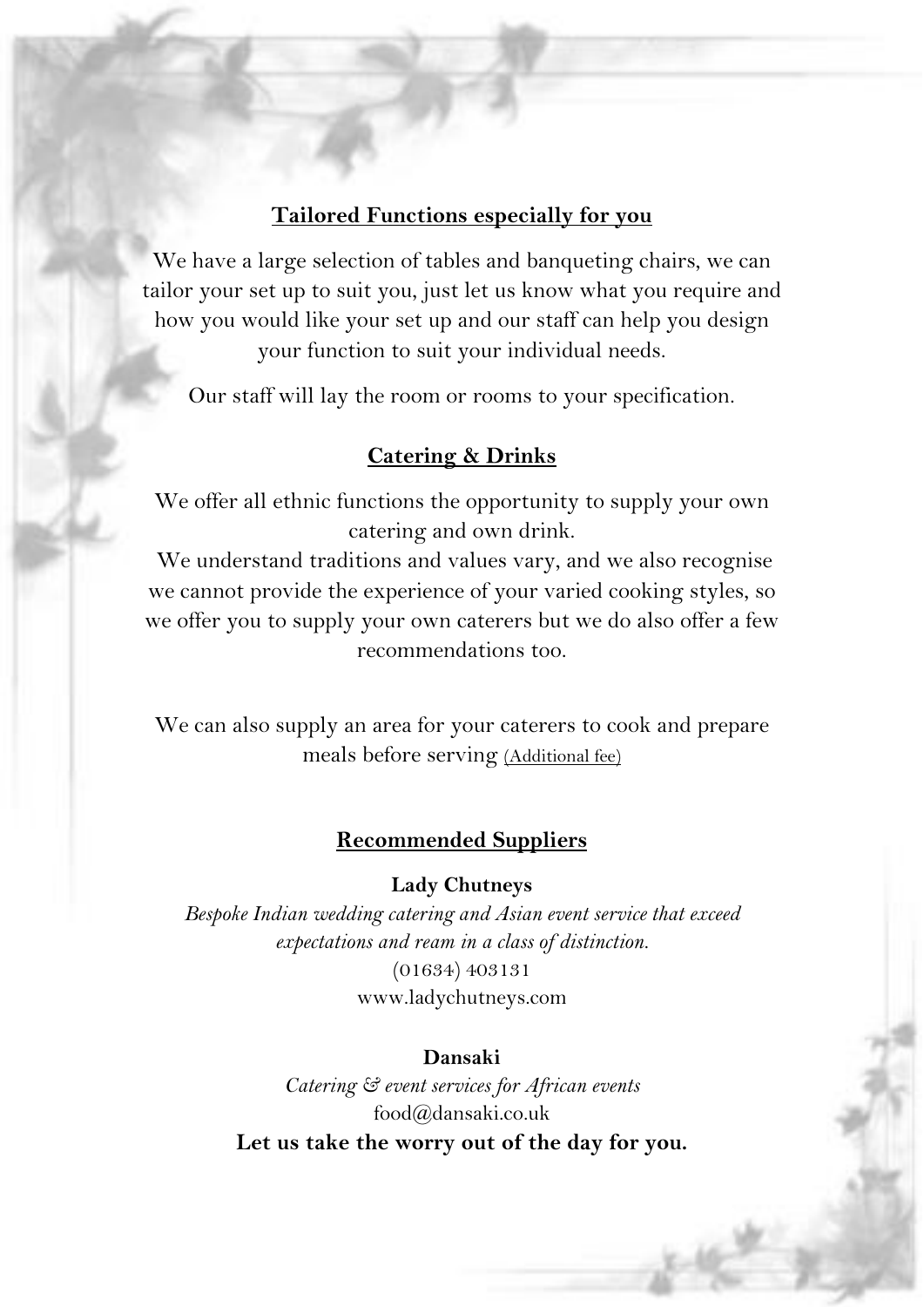## Tailored Functions especially for you

We have a large selection of tables and banqueting chairs, we can tailor your set up to suit you, just let us know what you require and how you would like your set up and our staff can help you design your function to suit your individual needs.

Our staff will lay the room or rooms to your specification.

## Catering & Drinks

We offer all ethnic functions the opportunity to supply your own catering and own drink.

We understand traditions and values vary, and we also recognise we cannot provide the experience of your varied cooking styles, so we offer you to supply your own caterers but we do also offer a few recommendations too.

We can also supply an area for your caterers to cook and prepare meals before serving (Additional fee)

## Recommended Suppliers

**Lady Chutneys**

*Bespoke Indian wedding catering and Asian event service that exceed expectations and ream in a class of distinction.*

(01634) 403131

www.ladychutneys.com

**Dansaki**

*Catering & event services for African events*

food@dansaki.co.uk

**Let us take the worry out of the day for you.**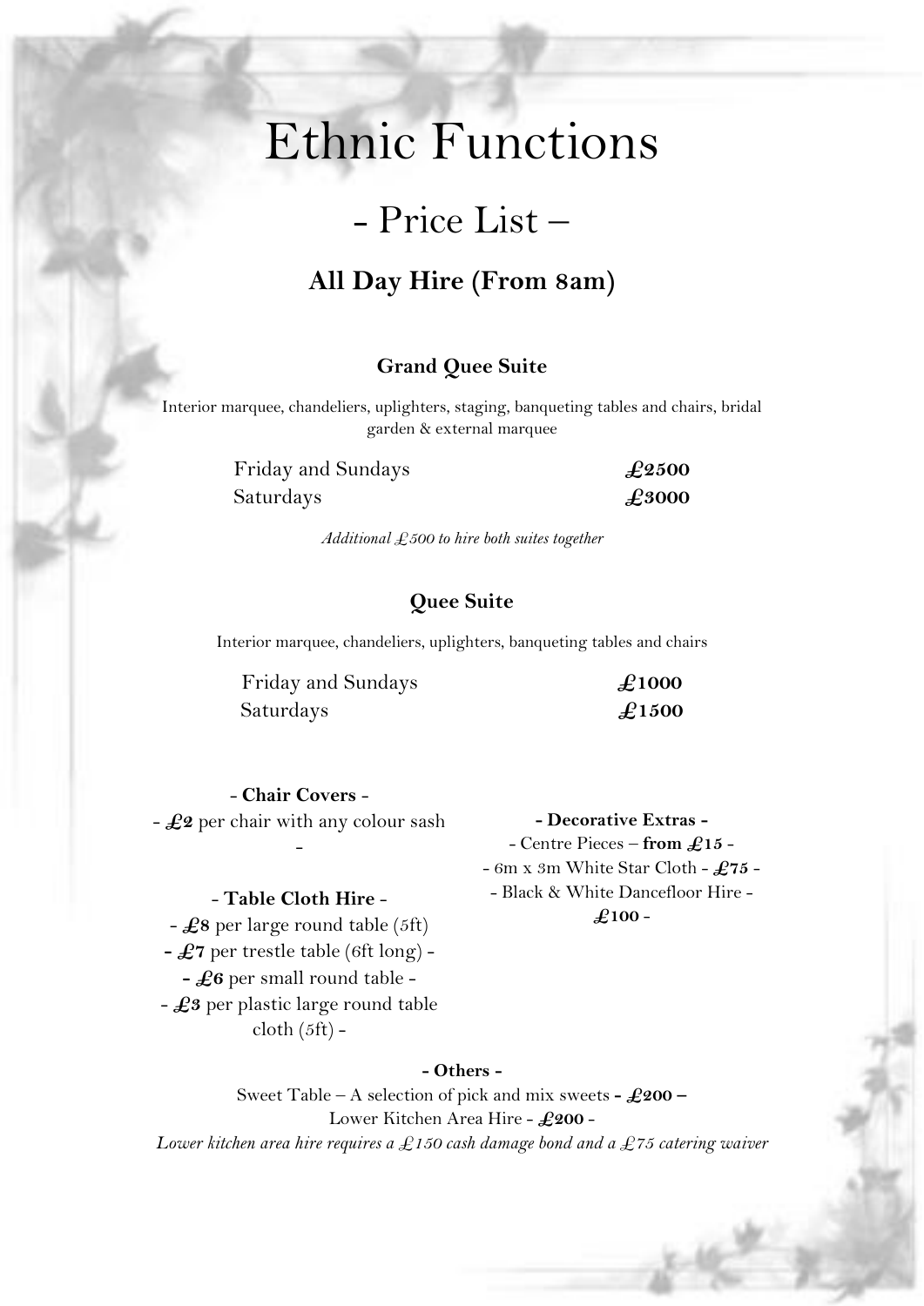# Ethnic Functions

## - Price List –

### All Day Hire (From 8am)

**Grand Quee Suite**

Interior marquee, chandeliers, uplighters, staging, banqueting tables and chairs, bridal garden & external marquee

| | |
|---|---|
| Friday and Sundays | **£2500** |
| Saturdays | **£3000** |

*Additional £500 to hire both suites together*

**Quee Suite**

Interior marquee, chandeliers, uplighters, banqueting tables and chairs

| | |
|---|---|
| Friday and Sundays | **£1000** |
| Saturdays | **£1500** |

- **Chair Covers** -

- **£2** per chair with any colour sash -

- **Table Cloth Hire** -

- **£8** per large round table (5ft) -
- **£7** per trestle table (6ft long) -
- **£6** per small round table -
- **£3** per plastic large round table cloth (5ft) -

- **Decorative Extras** -

- Centre Pieces – **from £15** -
- 6m x 3m White Star Cloth - **£75** -
- Black & White Dancefloor Hire - **£100** -

**- Others -**

Sweet Table – A selection of pick and mix sweets **- £200 –**

Lower Kitchen Area Hire - **£200** -

*Lower kitchen area hire requires a £150 cash damage bond and a £75 catering waiver*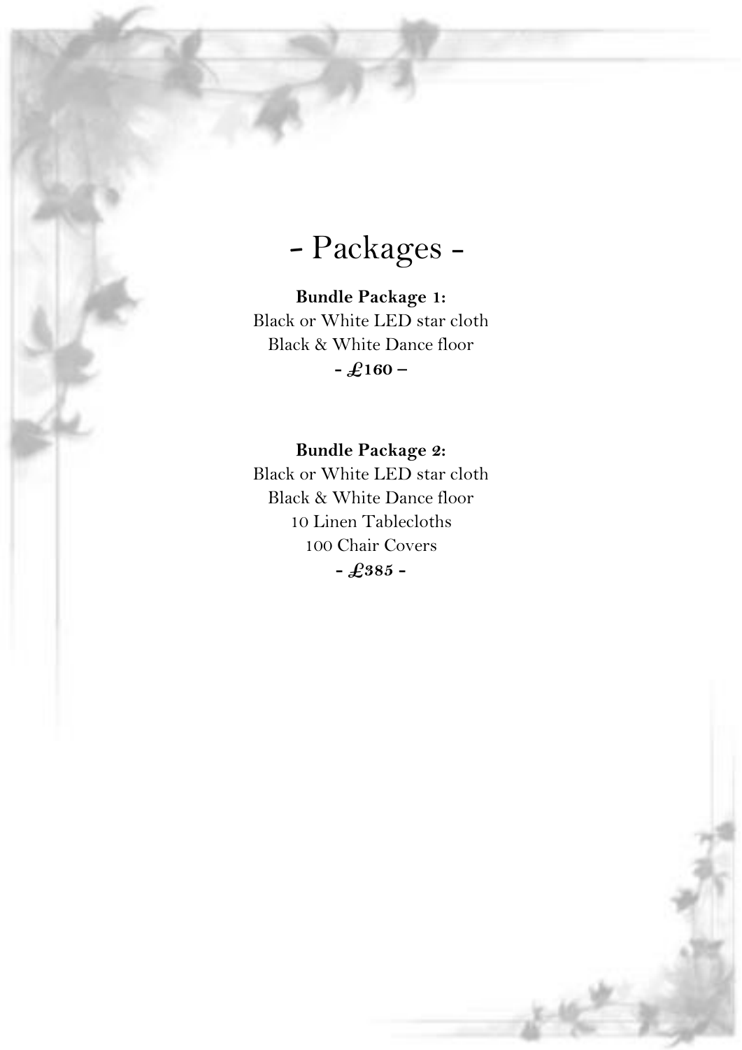# - Packages -

**Bundle Package 1:**
Black or White LED star cloth
Black & White Dance floor
**- £160 –**

**Bundle Package 2:**
Black or White LED star cloth
Black & White Dance floor
10 Linen Tablecloths
100 Chair Covers
**- £385 -**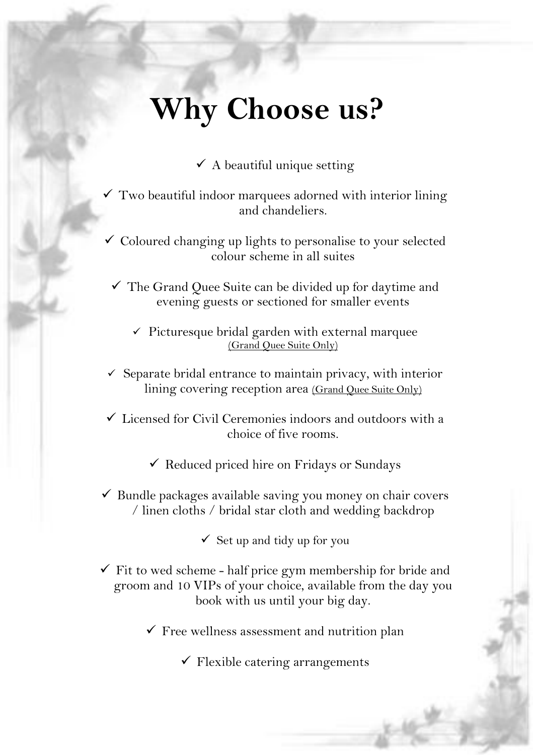# Why Choose us?

- ✓ A beautiful unique setting
- ✓ Two beautiful indoor marquees adorned with interior lining and chandeliers.
- ✓ Coloured changing up lights to personalise to your selected colour scheme in all suites
- ✓ The Grand Quee Suite can be divided up for daytime and evening guests or sectioned for smaller events
- ✓ Picturesque bridal garden with external marquee (Grand Quee Suite Only)
- ✓ Separate bridal entrance to maintain privacy, with interior lining covering reception area (Grand Quee Suite Only)
- ✓ Licensed for Civil Ceremonies indoors and outdoors with a choice of five rooms.
- ✓ Reduced priced hire on Fridays or Sundays
- ✓ Bundle packages available saving you money on chair covers / linen cloths / bridal star cloth and wedding backdrop
- ✓ Set up and tidy up for you
- ✓ Fit to wed scheme - half price gym membership for bride and groom and 10 VIPs of your choice, available from the day you book with us until your big day.
- ✓ Free wellness assessment and nutrition plan
- ✓ Flexible catering arrangements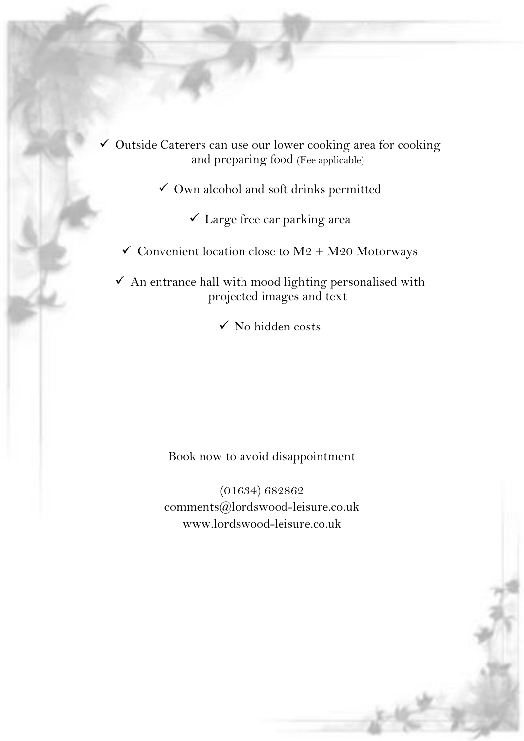- ✓ Outside Caterers can use our lower cooking area for cooking and preparing food (Fee applicable)
- ✓ Own alcohol and soft drinks permitted
- ✓ Large free car parking area
- ✓ Convenient location close to M2 + M20 Motorways
- ✓ An entrance hall with mood lighting personalised with projected images and text
- ✓ No hidden costs

Book now to avoid disappointment

(01634) 682862
comments@lordswood-leisure.co.uk
www.lordswood-leisure.co.uk